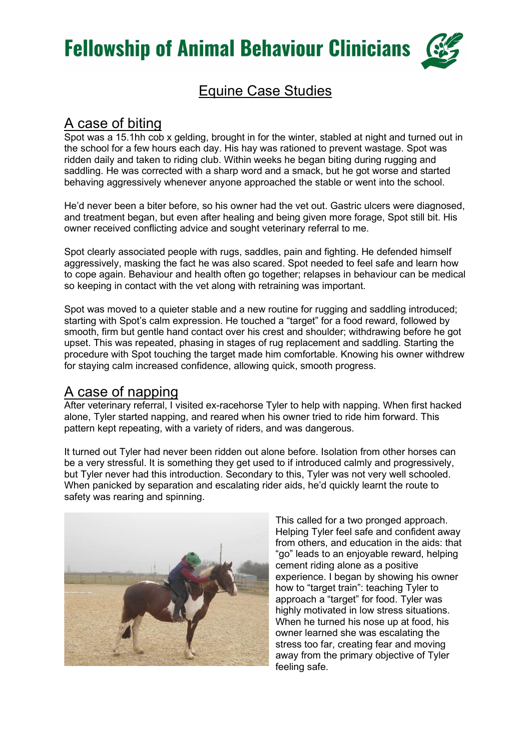# Fellowship of Animal Behaviour Clinicians

## Equine Case Studies

## A case of biting

Spot was a 15.1hh cob x gelding, brought in for the winter, stabled at night and turned out in the school for a few hours each day. His hay was rationed to prevent wastage. Spot was ridden daily and taken to riding club. Within weeks he began biting during rugging and saddling. He was corrected with a sharp word and a smack, but he got worse and started behaving aggressively whenever anyone approached the stable or went into the school.

He'd never been a biter before, so his owner had the vet out. Gastric ulcers were diagnosed, and treatment began, but even after healing and being given more forage, Spot still bit. His owner received conflicting advice and sought veterinary referral to me.

Spot clearly associated people with rugs, saddles, pain and fighting. He defended himself aggressively, masking the fact he was also scared. Spot needed to feel safe and learn how to cope again. Behaviour and health often go together; relapses in behaviour can be medical so keeping in contact with the vet along with retraining was important.

Spot was moved to a quieter stable and a new routine for rugging and saddling introduced; starting with Spot's calm expression. He touched a "target" for a food reward, followed by smooth, firm but gentle hand contact over his crest and shoulder; withdrawing before he got upset. This was repeated, phasing in stages of rug replacement and saddling. Starting the procedure with Spot touching the target made him comfortable. Knowing his owner withdrew for staying calm increased confidence, allowing quick, smooth progress.

## A case of napping

After veterinary referral, I visited ex-racehorse Tyler to help with napping. When first hacked alone, Tyler started napping, and reared when his owner tried to ride him forward. This pattern kept repeating, with a variety of riders, and was dangerous.

It turned out Tyler had never been ridden out alone before. Isolation from other horses can be a very stressful. It is something they get used to if introduced calmly and progressively, but Tyler never had this introduction. Secondary to this, Tyler was not very well schooled. When panicked by separation and escalating rider aids, he'd quickly learnt the route to safety was rearing and spinning.

This called for a two pronged approach. Helping Tyler feel safe and confident away from others, and education in the aids: that "go" leads to an enjoyable reward, helping cement riding alone as a positive experience. I began by showing his owner how to "target train": teaching Tyler to approach a "target" for food. Tyler was highly motivated in low stress situations. When he turned his nose up at food, his owner learned she was escalating the stress too far, creating fear and moving away from the primary objective of Tyler feeling safe.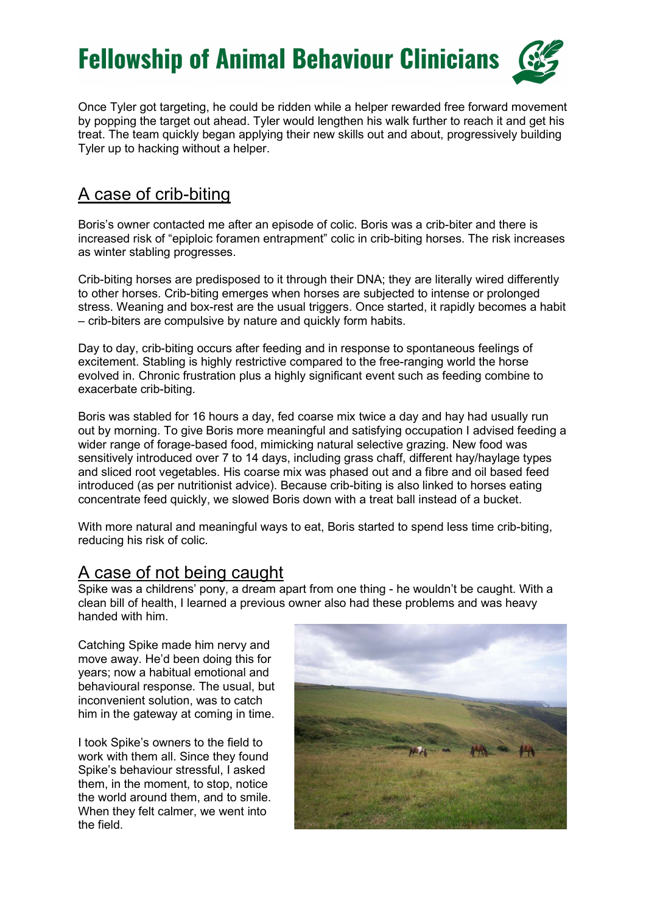Once Tyler got targeting, he could be ridden while a helper rewarded free forward movement by popping the target out ahead. Tyler would lengthen his walk further to reach it and get his treat. The team quickly began applying their new skills out and about, progressively building Tyler up to hacking without a helper.

## A case of crib-biting

Boris's owner contacted me after an episode of colic. Boris was a crib-biter and there is increased risk of "epiploic foramen entrapment" colic in crib-biting horses. The risk increases as winter stabling progresses.

Crib-biting horses are predisposed to it through their DNA; they are literally wired differently to other horses. Crib-biting emerges when horses are subjected to intense or prolonged stress. Weaning and box-rest are the usual triggers. Once started, it rapidly becomes a habit – crib-biters are compulsive by nature and quickly form habits.

Day to day, crib-biting occurs after feeding and in response to spontaneous feelings of excitement. Stabling is highly restrictive compared to the free-ranging world the horse evolved in. Chronic frustration plus a highly significant event such as feeding combine to exacerbate crib-biting.

Boris was stabled for 16 hours a day, fed coarse mix twice a day and hay had usually run out by morning. To give Boris more meaningful and satisfying occupation I advised feeding a wider range of forage-based food, mimicking natural selective grazing. New food was sensitively introduced over 7 to 14 days, including grass chaff, different hay/haylage types and sliced root vegetables. His coarse mix was phased out and a fibre and oil based feed introduced (as per nutritionist advice). Because crib-biting is also linked to horses eating concentrate feed quickly, we slowed Boris down with a treat ball instead of a bucket.

With more natural and meaningful ways to eat, Boris started to spend less time crib-biting, reducing his risk of colic.

## A case of not being caught

Spike was a childrens' pony, a dream apart from one thing - he wouldn't be caught. With a clean bill of health, I learned a previous owner also had these problems and was heavy handed with him.

Catching Spike made him nervy and move away. He'd been doing this for years; now a habitual emotional and behavioural response. The usual, but inconvenient solution, was to catch him in the gateway at coming in time.

I took Spike's owners to the field to work with them all. Since they found Spike's behaviour stressful, I asked them, in the moment, to stop, notice the world around them, and to smile. When they felt calmer, we went into the field.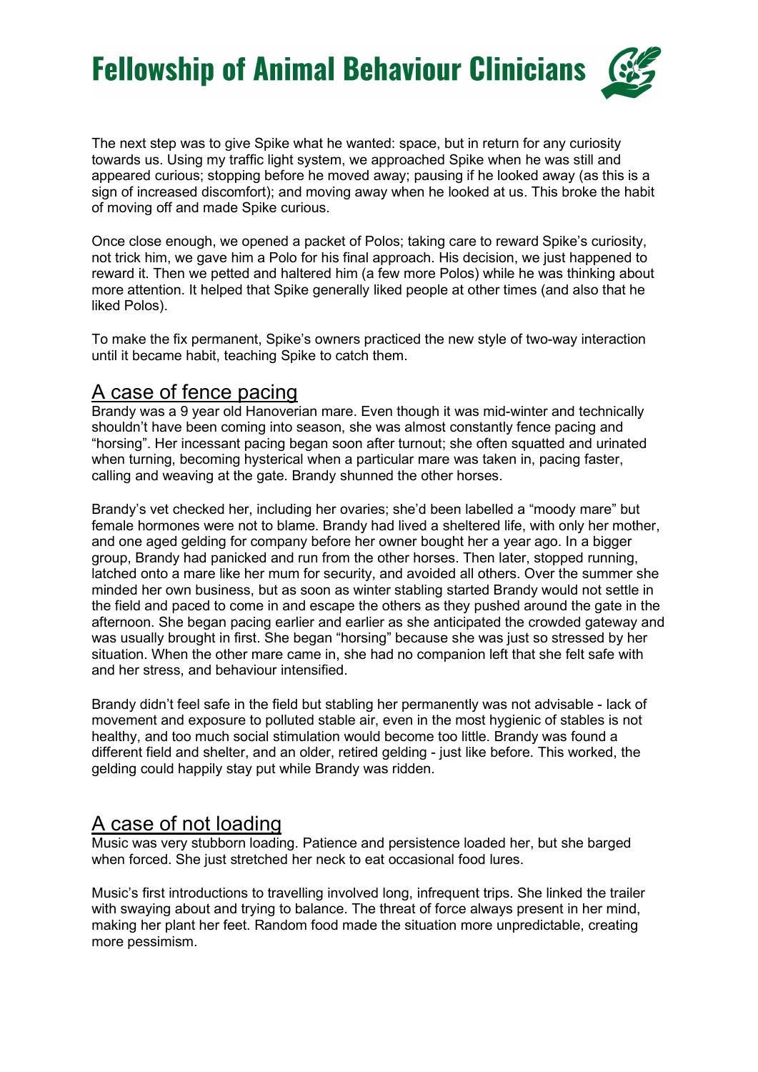The next step was to give Spike what he wanted: space, but in return for any curiosity towards us. Using my traffic light system, we approached Spike when he was still and appeared curious; stopping before he moved away; pausing if he looked away (as this is a sign of increased discomfort); and moving away when he looked at us. This broke the habit of moving off and made Spike curious.

Once close enough, we opened a packet of Polos; taking care to reward Spike's curiosity, not trick him, we gave him a Polo for his final approach. His decision, we just happened to reward it. Then we petted and haltered him (a few more Polos) while he was thinking about more attention. It helped that Spike generally liked people at other times (and also that he liked Polos).

To make the fix permanent, Spike's owners practiced the new style of two-way interaction until it became habit, teaching Spike to catch them.

## A case of fence pacing

Brandy was a 9 year old Hanoverian mare. Even though it was mid-winter and technically shouldn't have been coming into season, she was almost constantly fence pacing and "horsing". Her incessant pacing began soon after turnout; she often squatted and urinated when turning, becoming hysterical when a particular mare was taken in, pacing faster, calling and weaving at the gate. Brandy shunned the other horses.

Brandy's vet checked her, including her ovaries; she'd been labelled a "moody mare" but female hormones were not to blame. Brandy had lived a sheltered life, with only her mother, and one aged gelding for company before her owner bought her a year ago. In a bigger group, Brandy had panicked and run from the other horses. Then later, stopped running, latched onto a mare like her mum for security, and avoided all others. Over the summer she minded her own business, but as soon as winter stabling started Brandy would not settle in the field and paced to come in and escape the others as they pushed around the gate in the afternoon. She began pacing earlier and earlier as she anticipated the crowded gateway and was usually brought in first. She began "horsing" because she was just so stressed by her situation. When the other mare came in, she had no companion left that she felt safe with and her stress, and behaviour intensified.

Brandy didn't feel safe in the field but stabling her permanently was not advisable - lack of movement and exposure to polluted stable air, even in the most hygienic of stables is not healthy, and too much social stimulation would become too little. Brandy was found a different field and shelter, and an older, retired gelding - just like before. This worked, the gelding could happily stay put while Brandy was ridden.

## A case of not loading

Music was very stubborn loading. Patience and persistence loaded her, but she barged when forced. She just stretched her neck to eat occasional food lures.

Music's first introductions to travelling involved long, infrequent trips. She linked the trailer with swaying about and trying to balance. The threat of force always present in her mind, making her plant her feet. Random food made the situation more unpredictable, creating more pessimism.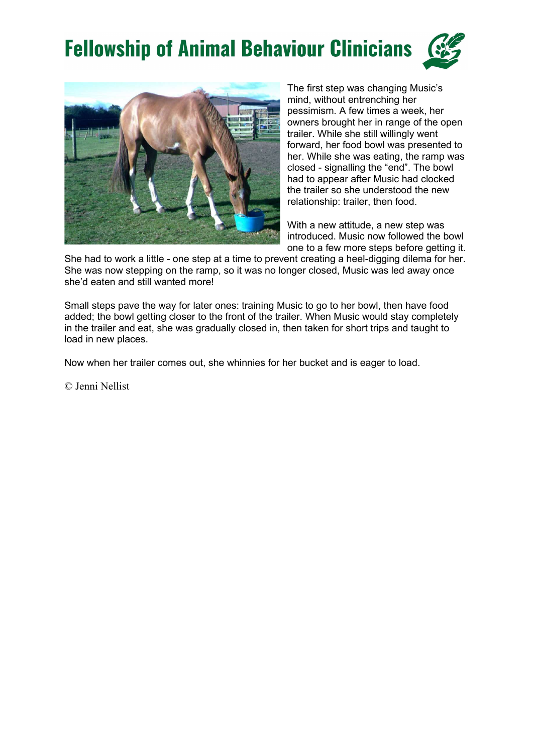The first step was changing Music's mind, without entrenching her pessimism. A few times a week, her owners brought her in range of the open trailer. While she still willingly went forward, her food bowl was presented to her. While she was eating, the ramp was closed - signalling the "end". The bowl had to appear after Music had clocked the trailer so she understood the new relationship: trailer, then food.

With a new attitude, a new step was introduced. Music now followed the bowl one to a few more steps before getting it. She had to work a little - one step at a time to prevent creating a heel-digging dilema for her. She was now stepping on the ramp, so it was no longer closed, Music was led away once she'd eaten and still wanted more!

Small steps pave the way for later ones: training Music to go to her bowl, then have food added; the bowl getting closer to the front of the trailer. When Music would stay completely in the trailer and eat, she was gradually closed in, then taken for short trips and taught to load in new places.

Now when her trailer comes out, she whinnies for her bucket and is eager to load.

© Jenni Nellist